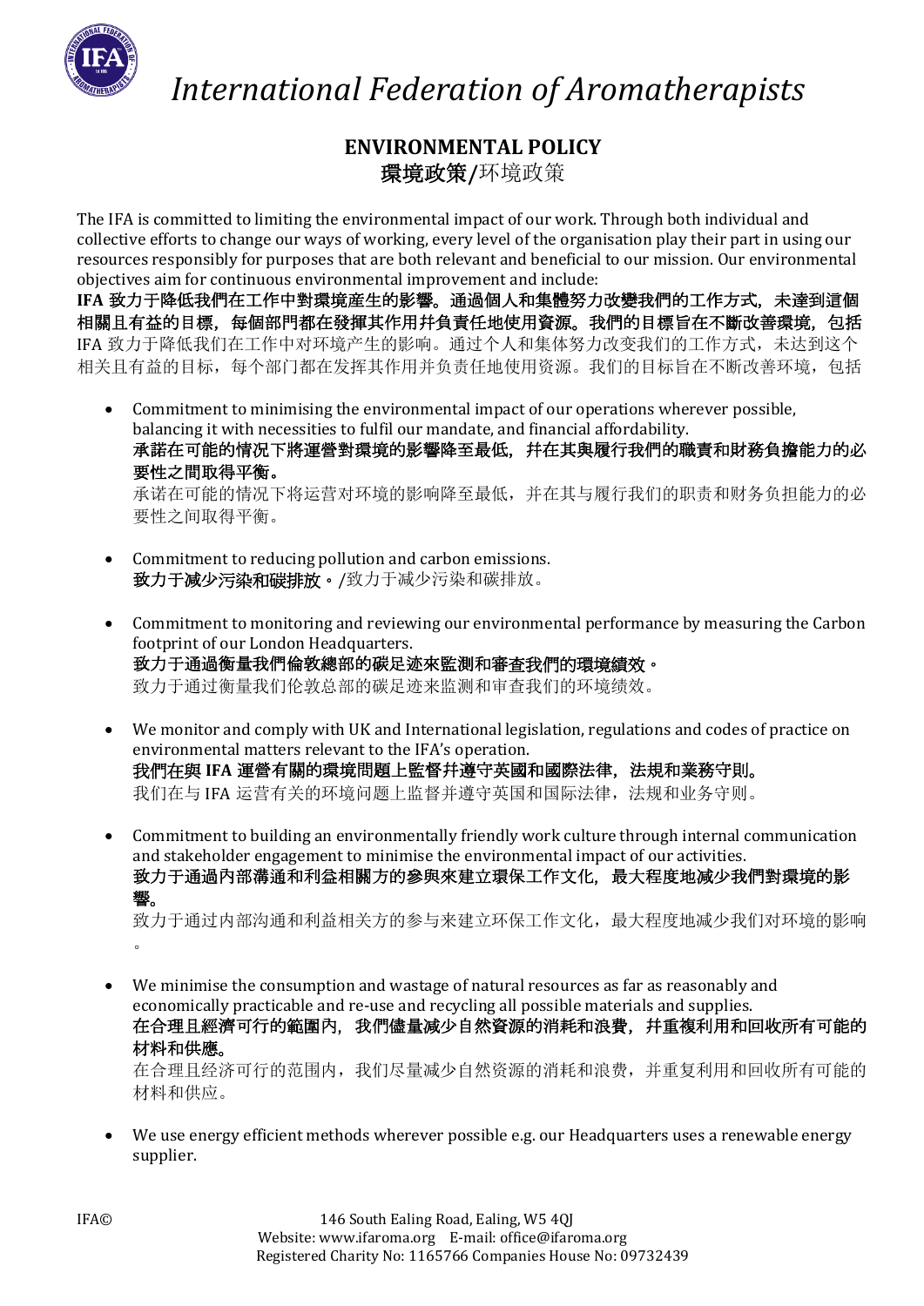# *International Federation of Aromatherapists*

## ENVIRONMENTAL POLICY

**環境政策**/环境政策

The IFA is committed to limiting the environmental impact of our work. Through both individual and collective efforts to change our ways of working, every level of the organisation play their part in using our resources responsibly for purposes that are both relevant and beneficial to our mission. Our environmental objectives aim for continuous environmental improvement and include:

**IFA 致力于降低我們在工作中對環境產生的影響。通過個人和集體努力改變我們的工作方式，未達到這個相關且有益的目標，每個部門都在發揮其作用并負責任地使用資源。我們的目標旨在不斷改善環境，包括**

IFA 致力于降低我们在工作中对环境产生的影响。通过个人和集体努力改变我们的工作方式，未达到这个相关且有益的目标，每个部门都在发挥其作用并负责任地使用资源。我们的目标旨在不断改善环境，包括

- Commitment to minimising the environmental impact of our operations wherever possible, balancing it with necessities to fulfil our mandate, and financial affordability.

  **承諾在可能的情況下將運營對環境的影響降至最低，并在其與履行我們的職責和財務負擔能力的必要性之間取得平衡。**

  承诺在可能的情况下将运营对环境的影响降至最低，并在其与履行我们的职责和财务负担能力的必要性之间取得平衡。

- Commitment to reducing pollution and carbon emissions.

  **致力于減少污染和碳排放。**/致力于减少污染和碳排放。

- Commitment to monitoring and reviewing our environmental performance by measuring the Carbon footprint of our London Headquarters.

  **致力于通過衡量我們倫敦總部的碳足迹來監測和審查我們的環境績效。**

  致力于通过衡量我们伦敦总部的碳足迹来监测和审查我们的环境绩效。

- We monitor and comply with UK and International legislation, regulations and codes of practice on environmental matters relevant to the IFA's operation.

  **我們在與 IFA 運營有關的環境問題上監督并遵守英國和國際法律，法規和業務守則。**

  我们在与 IFA 运营有关的环境问题上监督并遵守英国和国际法律，法规和业务守则。

- Commitment to building an environmentally friendly work culture through internal communication and stakeholder engagement to minimise the environmental impact of our activities.

  **致力于通過內部溝通和利益相關方的參與來建立環保工作文化，最大程度地減少我們對環境的影響。**

  致力于通过内部沟通和利益相关方的参与来建立环保工作文化，最大程度地减少我们对环境的影响。

- We minimise the consumption and wastage of natural resources as far as reasonably and economically practicable and re-use and recycling all possible materials and supplies.

  **在合理且經濟可行的範圍內，我們儘量減少自然資源的消耗和浪費，并重複利用和回收所有可能的材料和供應。**

  在合理且经济可行的范围内，我们尽量减少自然资源的消耗和浪费，并重复利用和回收所有可能的材料和供应。

- We use energy efficient methods wherever possible e.g. our Headquarters uses a renewable energy supplier.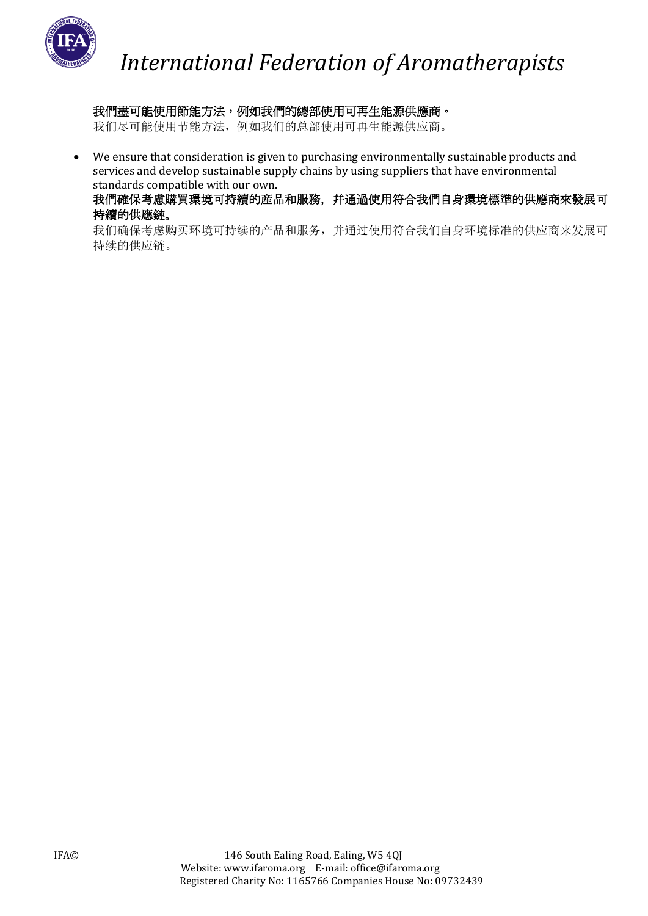**我們盡可能使用節能方法，例如我們的總部使用可再生能源供應商。**
我们尽可能使用节能方法，例如我们的总部使用可再生能源供应商。

- We ensure that consideration is given to purchasing environmentally sustainable products and services and develop sustainable supply chains by using suppliers that have environmental standards compatible with our own.
  **我們確保考慮購買環境可持續的產品和服務，并通過使用符合我們自身環境標準的供應商來發展可持續的供應鏈。**
  我们确保考虑购买环境可持续的产品和服务，并通过使用符合我们自身环境标准的供应商来发展可持续的供应链。